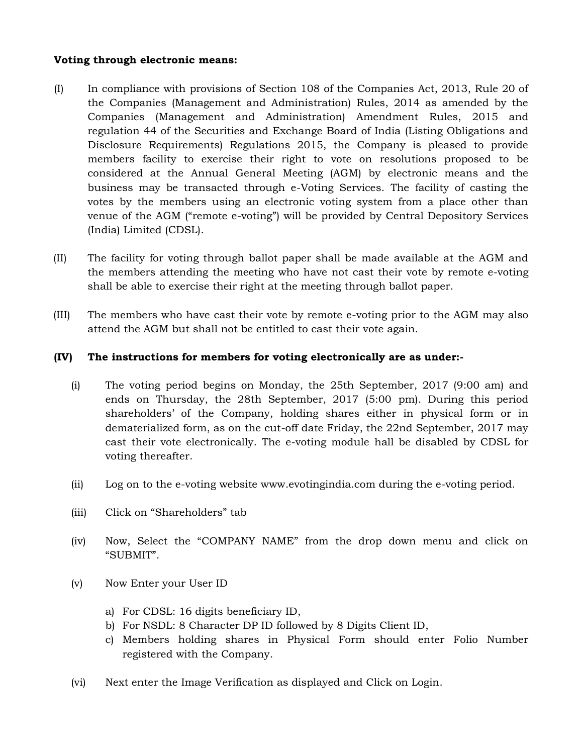**Voting through electronic means:**

(I) In compliance with provisions of Section 108 of the Companies Act, 2013, Rule 20 of the Companies (Management and Administration) Rules, 2014 as amended by the Companies (Management and Administration) Amendment Rules, 2015 and regulation 44 of the Securities and Exchange Board of India (Listing Obligations and Disclosure Requirements) Regulations 2015, the Company is pleased to provide members facility to exercise their right to vote on resolutions proposed to be considered at the Annual General Meeting (AGM) by electronic means and the business may be transacted through e-Voting Services. The facility of casting the votes by the members using an electronic voting system from a place other than venue of the AGM ("remote e-voting") will be provided by Central Depository Services (India) Limited (CDSL).

(II) The facility for voting through ballot paper shall be made available at the AGM and the members attending the meeting who have not cast their vote by remote e-voting shall be able to exercise their right at the meeting through ballot paper.

(III) The members who have cast their vote by remote e-voting prior to the AGM may also attend the AGM but shall not be entitled to cast their vote again.

**(IV) The instructions for members for voting electronically are as under:-**

(i) The voting period begins on Monday, the 25th September, 2017 (9:00 am) and ends on Thursday, the 28th September, 2017 (5:00 pm). During this period shareholders' of the Company, holding shares either in physical form or in dematerialized form, as on the cut-off date Friday, the 22nd September, 2017 may cast their vote electronically. The e-voting module hall be disabled by CDSL for voting thereafter.

(ii) Log on to the e-voting website www.evotingindia.com during the e-voting period.

(iii) Click on "Shareholders" tab

(iv) Now, Select the "COMPANY NAME" from the drop down menu and click on "SUBMIT".

(v) Now Enter your User ID

a) For CDSL: 16 digits beneficiary ID,
b) For NSDL: 8 Character DP ID followed by 8 Digits Client ID,
c) Members holding shares in Physical Form should enter Folio Number registered with the Company.

(vi) Next enter the Image Verification as displayed and Click on Login.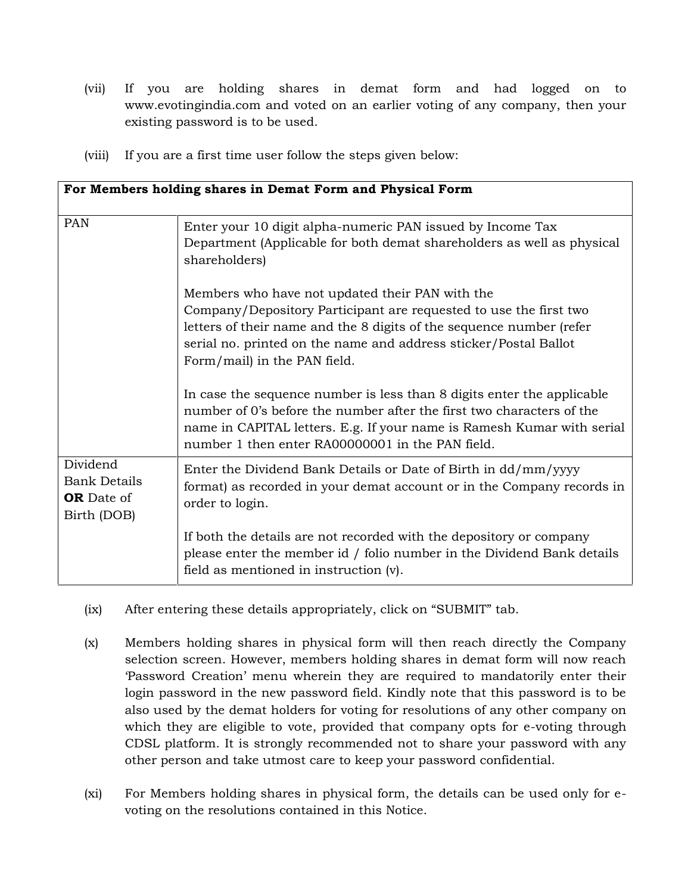(vii) If you are holding shares in demat form and had logged on to www.evotingindia.com and voted on an earlier voting of any company, then your existing password is to be used.

(viii) If you are a first time user follow the steps given below:

| **For Members holding shares in Demat Form and Physical Form** | |
|---|---|
| PAN | Enter your 10 digit alpha-numeric PAN issued by Income Tax Department (Applicable for both demat shareholders as well as physical shareholders)<br><br>Members who have not updated their PAN with the Company/Depository Participant are requested to use the first two letters of their name and the 8 digits of the sequence number (refer serial no. printed on the name and address sticker/Postal Ballot Form/mail) in the PAN field.<br><br>In case the sequence number is less than 8 digits enter the applicable number of 0's before the number after the first two characters of the name in CAPITAL letters. E.g. If your name is Ramesh Kumar with serial number 1 then enter RA00000001 in the PAN field. |
| Dividend Bank Details **OR** Date of Birth (DOB) | Enter the Dividend Bank Details or Date of Birth in dd/mm/yyyy format) as recorded in your demat account or in the Company records in order to login.<br><br>If both the details are not recorded with the depository or company please enter the member id / folio number in the Dividend Bank details field as mentioned in instruction (v). |

(ix) After entering these details appropriately, click on "SUBMIT" tab.

(x) Members holding shares in physical form will then reach directly the Company selection screen. However, members holding shares in demat form will now reach 'Password Creation' menu wherein they are required to mandatorily enter their login password in the new password field. Kindly note that this password is to be also used by the demat holders for voting for resolutions of any other company on which they are eligible to vote, provided that company opts for e-voting through CDSL platform. It is strongly recommended not to share your password with any other person and take utmost care to keep your password confidential.

(xi) For Members holding shares in physical form, the details can be used only for e-voting on the resolutions contained in this Notice.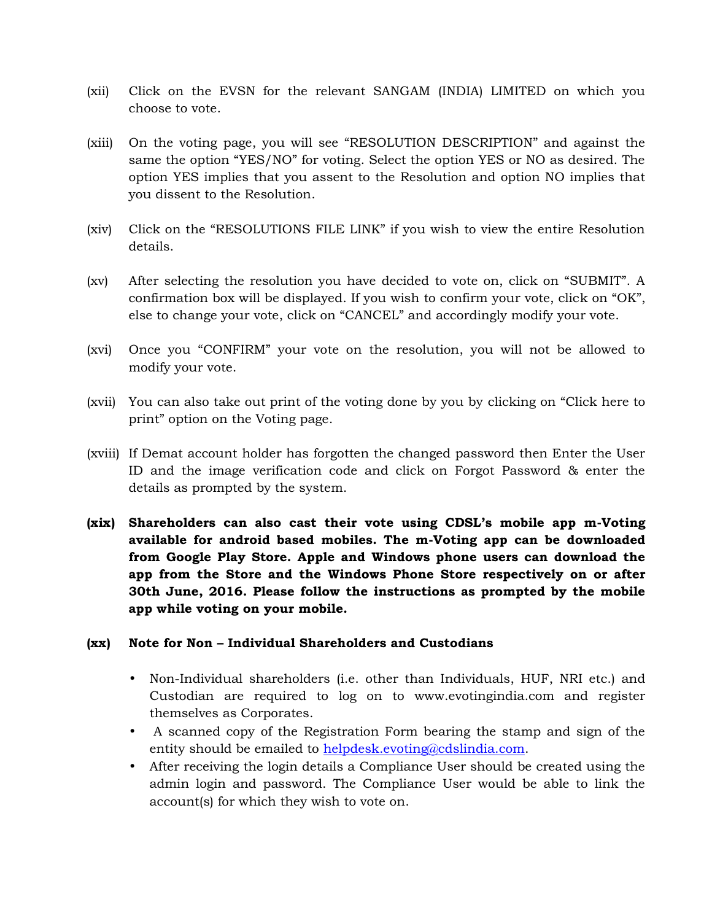(xii) Click on the EVSN for the relevant SANGAM (INDIA) LIMITED on which you choose to vote.

(xiii) On the voting page, you will see "RESOLUTION DESCRIPTION" and against the same the option "YES/NO" for voting. Select the option YES or NO as desired. The option YES implies that you assent to the Resolution and option NO implies that you dissent to the Resolution.

(xiv) Click on the "RESOLUTIONS FILE LINK" if you wish to view the entire Resolution details.

(xv) After selecting the resolution you have decided to vote on, click on "SUBMIT". A confirmation box will be displayed. If you wish to confirm your vote, click on "OK", else to change your vote, click on "CANCEL" and accordingly modify your vote.

(xvi) Once you "CONFIRM" your vote on the resolution, you will not be allowed to modify your vote.

(xvii) You can also take out print of the voting done by you by clicking on "Click here to print" option on the Voting page.

(xviii) If Demat account holder has forgotten the changed password then Enter the User ID and the image verification code and click on Forgot Password & enter the details as prompted by the system.

**(xix) Shareholders can also cast their vote using CDSL's mobile app m-Voting available for android based mobiles. The m-Voting app can be downloaded from Google Play Store. Apple and Windows phone users can download the app from the Store and the Windows Phone Store respectively on or after 30th June, 2016. Please follow the instructions as prompted by the mobile app while voting on your mobile.**

**(xx) Note for Non – Individual Shareholders and Custodians**

- Non-Individual shareholders (i.e. other than Individuals, HUF, NRI etc.) and Custodian are required to log on to www.evotingindia.com and register themselves as Corporates.
- A scanned copy of the Registration Form bearing the stamp and sign of the entity should be emailed to helpdesk.evoting@cdslindia.com.
- After receiving the login details a Compliance User should be created using the admin login and password. The Compliance User would be able to link the account(s) for which they wish to vote on.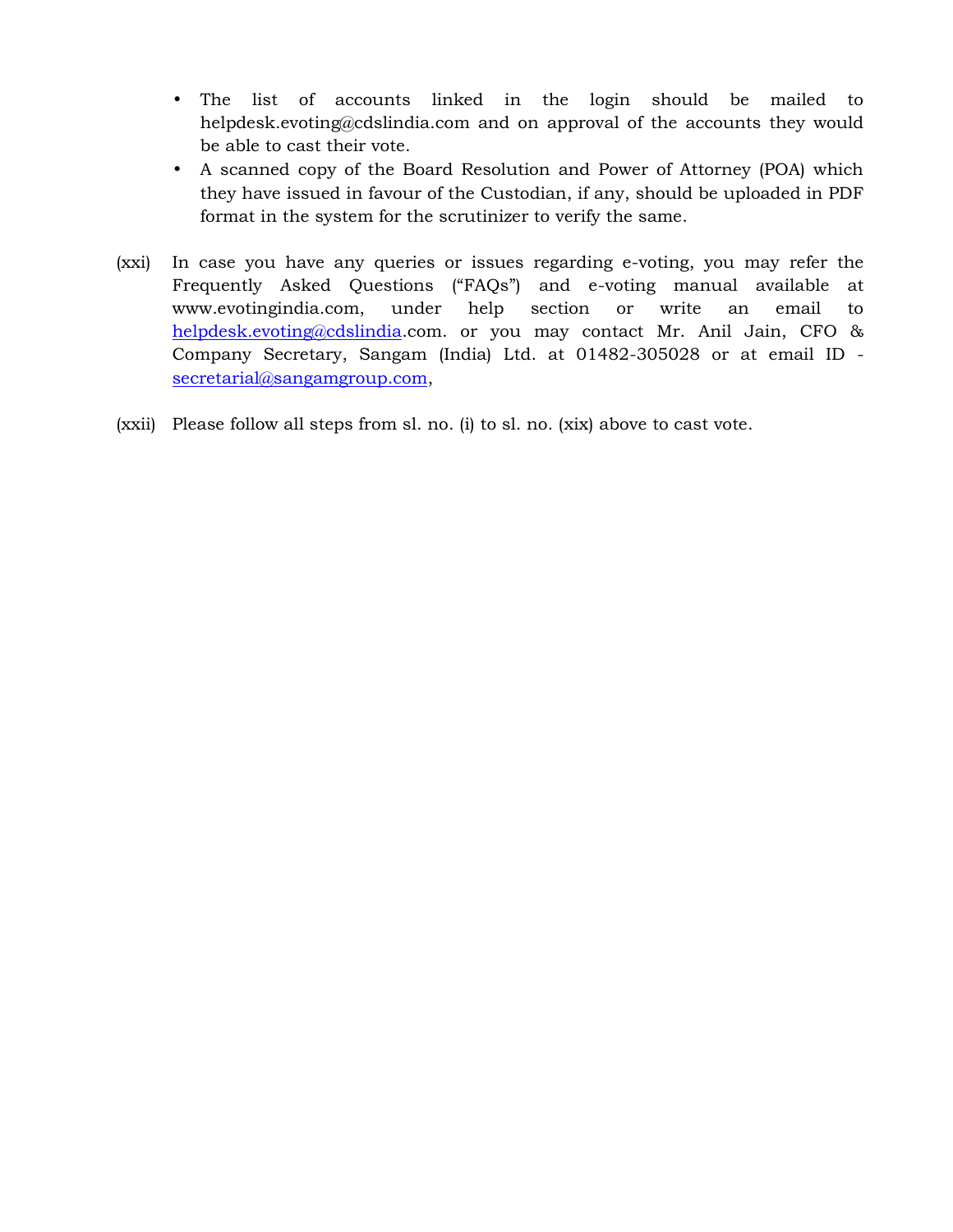- The list of accounts linked in the login should be mailed to helpdesk.evoting@cdslindia.com and on approval of the accounts they would be able to cast their vote.
- A scanned copy of the Board Resolution and Power of Attorney (POA) which they have issued in favour of the Custodian, if any, should be uploaded in PDF format in the system for the scrutinizer to verify the same.

(xxi) In case you have any queries or issues regarding e-voting, you may refer the Frequently Asked Questions ("FAQs") and e-voting manual available at www.evotingindia.com, under help section or write an email to helpdesk.evoting@cdslindia.com. or you may contact Mr. Anil Jain, CFO & Company Secretary, Sangam (India) Ltd. at 01482-305028 or at email ID - secretarial@sangamgroup.com,

(xxii) Please follow all steps from sl. no. (i) to sl. no. (xix) above to cast vote.